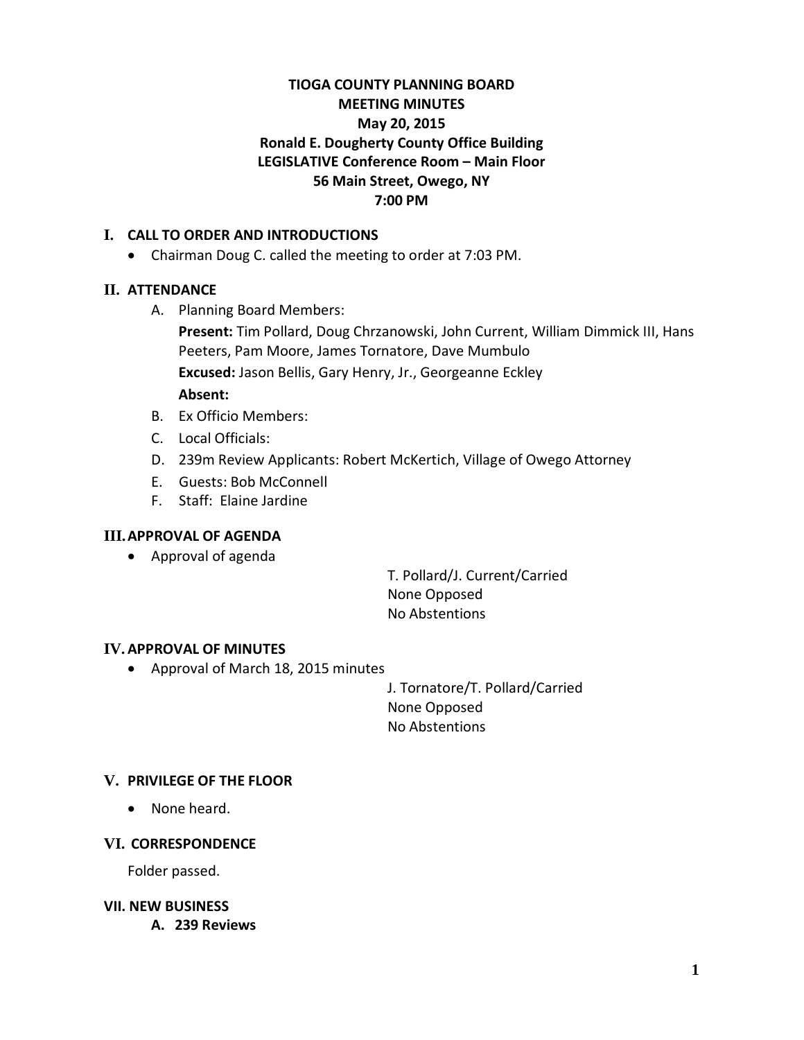# TIOGA COUNTY PLANNING BOARD
# MEETING MINUTES
## May 20, 2015
## Ronald E. Dougherty County Office Building
## LEGISLATIVE Conference Room – Main Floor
## 56 Main Street, Owego, NY
## 7:00 PM

## I. CALL TO ORDER AND INTRODUCTIONS

- Chairman Doug C. called the meeting to order at 7:03 PM.

## II. ATTENDANCE

A. Planning Board Members:

**Present:** Tim Pollard, Doug Chrzanowski, John Current, William Dimmick III, Hans Peeters, Pam Moore, James Tornatore, Dave Mumbulo

**Excused:** Jason Bellis, Gary Henry, Jr., Georgeanne Eckley

**Absent:**

B. Ex Officio Members:

C. Local Officials:

D. 239m Review Applicants: Robert McKertich, Village of Owego Attorney

E. Guests: Bob McConnell

F. Staff: Elaine Jardine

## III. APPROVAL OF AGENDA

- Approval of agenda

T. Pollard/J. Current/Carried
None Opposed
No Abstentions

## IV. APPROVAL OF MINUTES

- Approval of March 18, 2015 minutes

J. Tornatore/T. Pollard/Carried
None Opposed
No Abstentions

## V. PRIVILEGE OF THE FLOOR

- None heard.

## VI. CORRESPONDENCE

Folder passed.

## VII. NEW BUSINESS

### A. 239 Reviews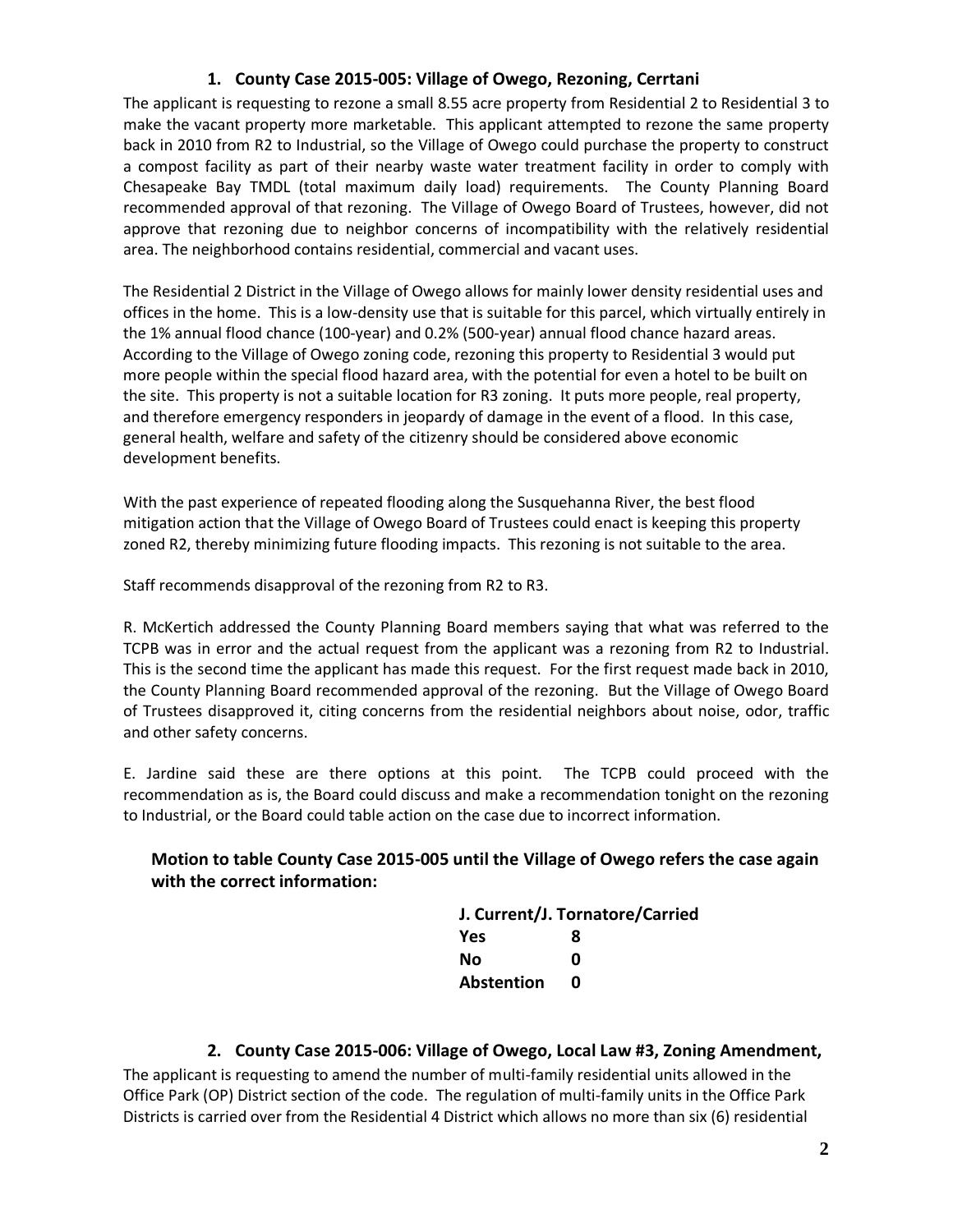### 1. County Case 2015-005: Village of Owego, Rezoning, Cerrtani

The applicant is requesting to rezone a small 8.55 acre property from Residential 2 to Residential 3 to make the vacant property more marketable. This applicant attempted to rezone the same property back in 2010 from R2 to Industrial, so the Village of Owego could purchase the property to construct a compost facility as part of their nearby waste water treatment facility in order to comply with Chesapeake Bay TMDL (total maximum daily load) requirements. The County Planning Board recommended approval of that rezoning. The Village of Owego Board of Trustees, however, did not approve that rezoning due to neighbor concerns of incompatibility with the relatively residential area. The neighborhood contains residential, commercial and vacant uses.

The Residential 2 District in the Village of Owego allows for mainly lower density residential uses and offices in the home. This is a low-density use that is suitable for this parcel, which virtually entirely in the 1% annual flood chance (100-year) and 0.2% (500-year) annual flood chance hazard areas. According to the Village of Owego zoning code, rezoning this property to Residential 3 would put more people within the special flood hazard area, with the potential for even a hotel to be built on the site. This property is not a suitable location for R3 zoning. It puts more people, real property, and therefore emergency responders in jeopardy of damage in the event of a flood. In this case, general health, welfare and safety of the citizenry should be considered above economic development benefits.

With the past experience of repeated flooding along the Susquehanna River, the best flood mitigation action that the Village of Owego Board of Trustees could enact is keeping this property zoned R2, thereby minimizing future flooding impacts. This rezoning is not suitable to the area.

Staff recommends disapproval of the rezoning from R2 to R3.

R. McKertich addressed the County Planning Board members saying that what was referred to the TCPB was in error and the actual request from the applicant was a rezoning from R2 to Industrial. This is the second time the applicant has made this request. For the first request made back in 2010, the County Planning Board recommended approval of the rezoning. But the Village of Owego Board of Trustees disapproved it, citing concerns from the residential neighbors about noise, odor, traffic and other safety concerns.

E. Jardine said these are there options at this point. The TCPB could proceed with the recommendation as is, the Board could discuss and make a recommendation tonight on the rezoning to Industrial, or the Board could table action on the case due to incorrect information.

**Motion to table County Case 2015-005 until the Village of Owego refers the case again with the correct information:**

| J. Current/J. Tornatore/Carried | |
|---|---|
| **Yes** | **8** |
| **No** | **0** |
| **Abstention** | **0** |

### 2. County Case 2015-006: Village of Owego, Local Law #3, Zoning Amendment,

The applicant is requesting to amend the number of multi-family residential units allowed in the Office Park (OP) District section of the code. The regulation of multi-family units in the Office Park Districts is carried over from the Residential 4 District which allows no more than six (6) residential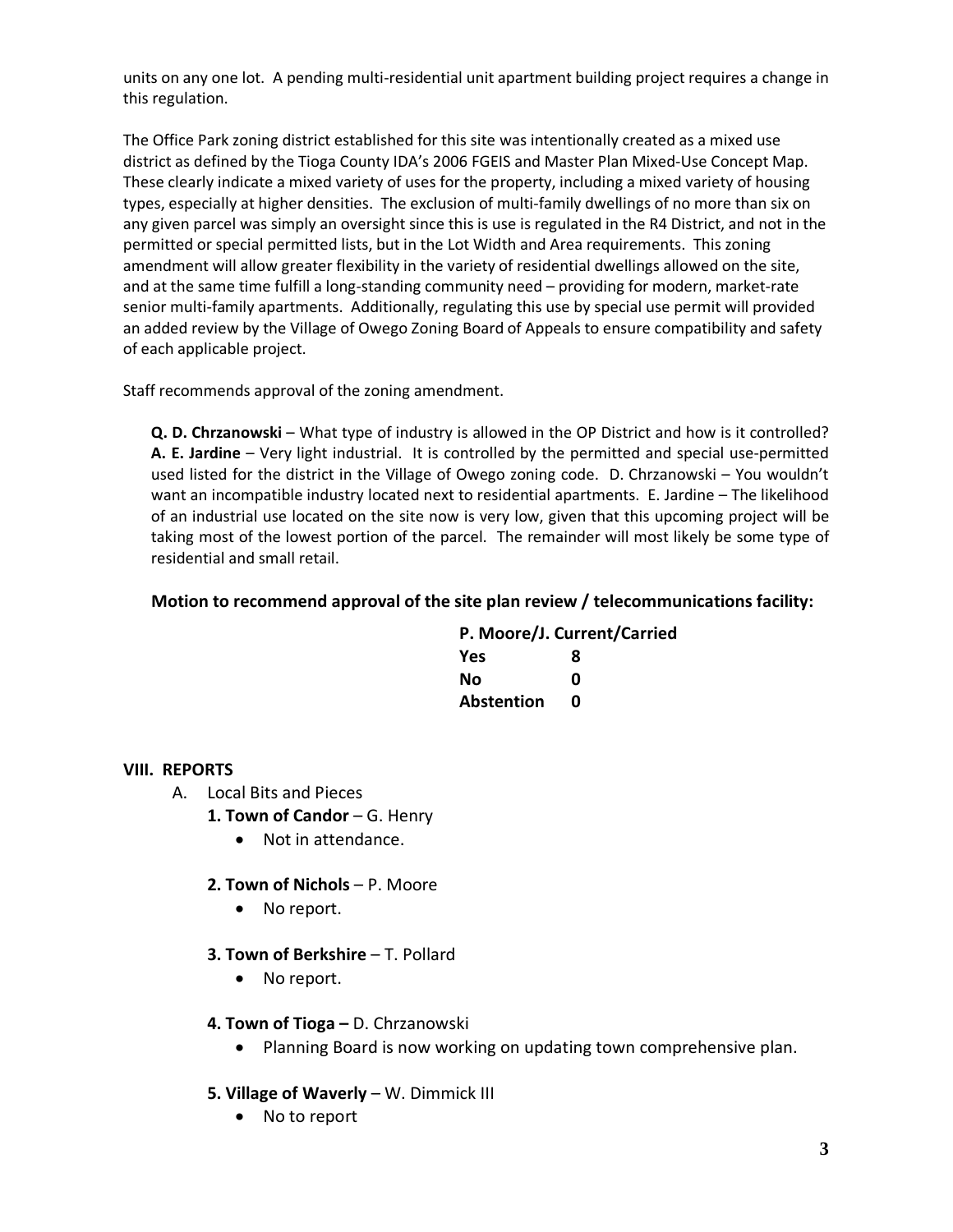units on any one lot. A pending multi-residential unit apartment building project requires a change in this regulation.

The Office Park zoning district established for this site was intentionally created as a mixed use district as defined by the Tioga County IDA's 2006 FGEIS and Master Plan Mixed-Use Concept Map. These clearly indicate a mixed variety of uses for the property, including a mixed variety of housing types, especially at higher densities. The exclusion of multi-family dwellings of no more than six on any given parcel was simply an oversight since this is use is regulated in the R4 District, and not in the permitted or special permitted lists, but in the Lot Width and Area requirements. This zoning amendment will allow greater flexibility in the variety of residential dwellings allowed on the site, and at the same time fulfill a long-standing community need – providing for modern, market-rate senior multi-family apartments. Additionally, regulating this use by special use permit will provided an added review by the Village of Owego Zoning Board of Appeals to ensure compatibility and safety of each applicable project.

Staff recommends approval of the zoning amendment.

**Q. D. Chrzanowski** – What type of industry is allowed in the OP District and how is it controlled? **A. E. Jardine** – Very light industrial. It is controlled by the permitted and special use-permitted used listed for the district in the Village of Owego zoning code. D. Chrzanowski – You wouldn't want an incompatible industry located next to residential apartments. E. Jardine – The likelihood of an industrial use located on the site now is very low, given that this upcoming project will be taking most of the lowest portion of the parcel. The remainder will most likely be some type of residential and small retail.

**Motion to recommend approval of the site plan review / telecommunications facility:**

**P. Moore/J. Current/Carried**

| | |
|---|---|
| **Yes** | **8** |
| **No** | **0** |
| **Abstention** | **0** |

**VIII. REPORTS**

A. Local Bits and Pieces

**1. Town of Candor** – G. Henry
- Not in attendance.

**2. Town of Nichols** – P. Moore
- No report.

**3. Town of Berkshire** – T. Pollard
- No report.

**4. Town of Tioga –** D. Chrzanowski
- Planning Board is now working on updating town comprehensive plan.

**5. Village of Waverly** – W. Dimmick III
- No to report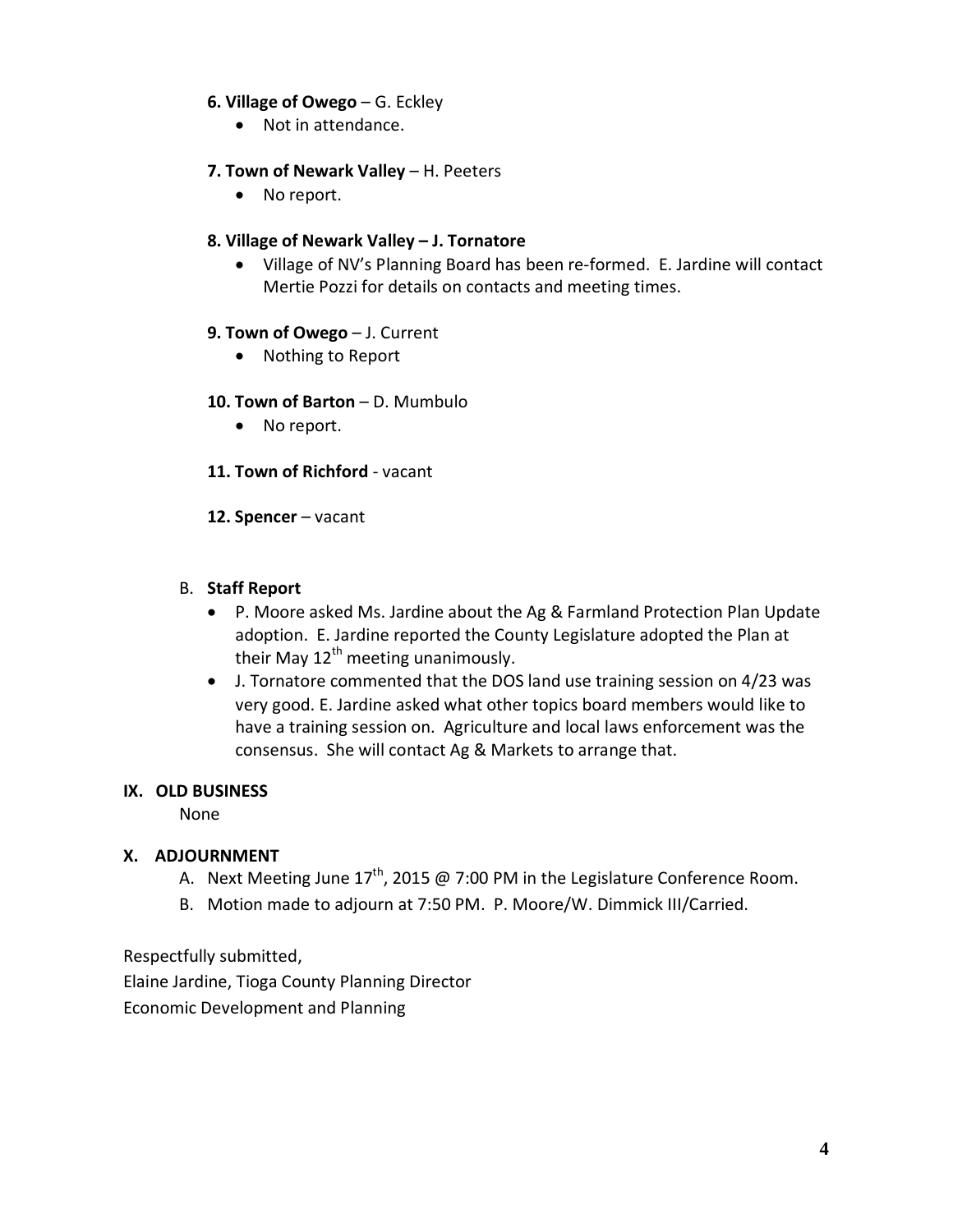**6. Village of Owego** – G. Eckley

- Not in attendance.

**7. Town of Newark Valley** – H. Peeters

- No report.

**8. Village of Newark Valley – J. Tornatore**

- Village of NV's Planning Board has been re-formed. E. Jardine will contact Mertie Pozzi for details on contacts and meeting times.

**9. Town of Owego** – J. Current

- Nothing to Report

**10. Town of Barton** – D. Mumbulo

- No report.

**11. Town of Richford** - vacant

**12. Spencer** – vacant

B. **Staff Report**

- P. Moore asked Ms. Jardine about the Ag & Farmland Protection Plan Update adoption. E. Jardine reported the County Legislature adopted the Plan at their May 12th meeting unanimously.
- J. Tornatore commented that the DOS land use training session on 4/23 was very good. E. Jardine asked what other topics board members would like to have a training session on. Agriculture and local laws enforcement was the consensus. She will contact Ag & Markets to arrange that.

## IX. OLD BUSINESS

None

## X. ADJOURNMENT

A. Next Meeting June 17th, 2015 @ 7:00 PM in the Legislature Conference Room.

B. Motion made to adjourn at 7:50 PM. P. Moore/W. Dimmick III/Carried.

Respectfully submitted,
Elaine Jardine, Tioga County Planning Director
Economic Development and Planning